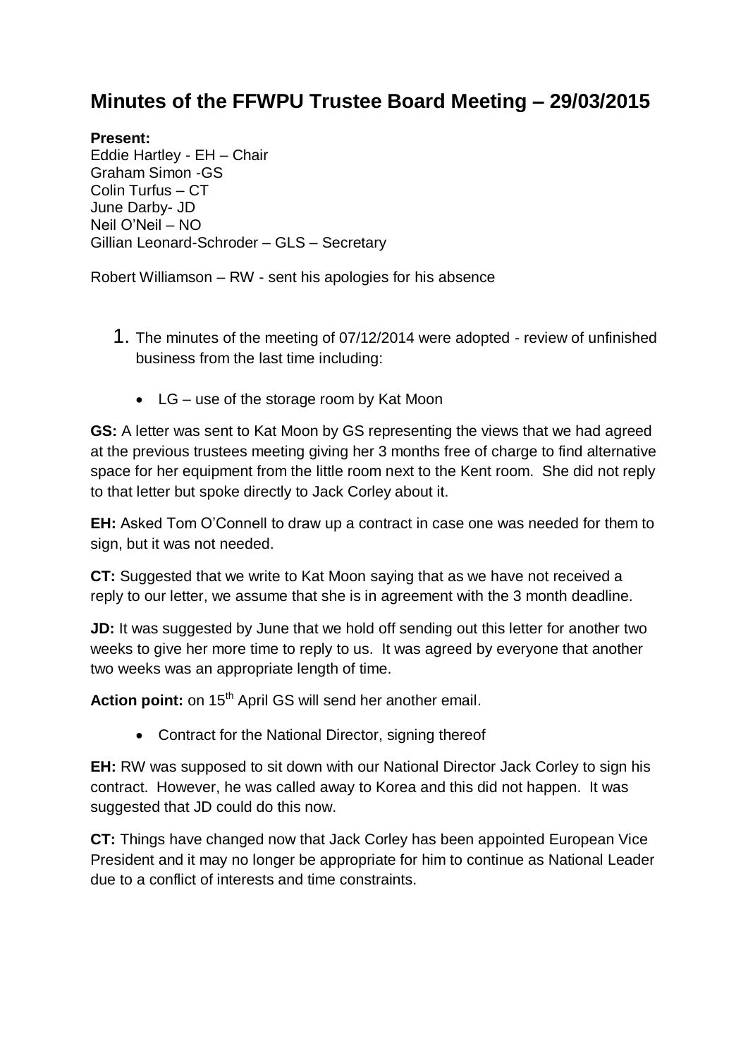# Minutes of the FFWPU Trustee Board Meeting – 29/03/2015

**Present:**
Eddie Hartley - EH – Chair
Graham Simon -GS
Colin Turfus – CT
June Darby- JD
Neil O'Neil – NO
Gillian Leonard-Schroder – GLS – Secretary

Robert Williamson – RW - sent his apologies for his absence

1. The minutes of the meeting of 07/12/2014 were adopted - review of unfinished business from the last time including:

   - LG – use of the storage room by Kat Moon

**GS:** A letter was sent to Kat Moon by GS representing the views that we had agreed at the previous trustees meeting giving her 3 months free of charge to find alternative space for her equipment from the little room next to the Kent room. She did not reply to that letter but spoke directly to Jack Corley about it.

**EH:** Asked Tom O'Connell to draw up a contract in case one was needed for them to sign, but it was not needed.

**CT:** Suggested that we write to Kat Moon saying that as we have not received a reply to our letter, we assume that she is in agreement with the 3 month deadline.

**JD:** It was suggested by June that we hold off sending out this letter for another two weeks to give her more time to reply to us. It was agreed by everyone that another two weeks was an appropriate length of time.

**Action point:** on 15th April GS will send her another email.

- Contract for the National Director, signing thereof

**EH:** RW was supposed to sit down with our National Director Jack Corley to sign his contract. However, he was called away to Korea and this did not happen. It was suggested that JD could do this now.

**CT:** Things have changed now that Jack Corley has been appointed European Vice President and it may no longer be appropriate for him to continue as National Leader due to a conflict of interests and time constraints.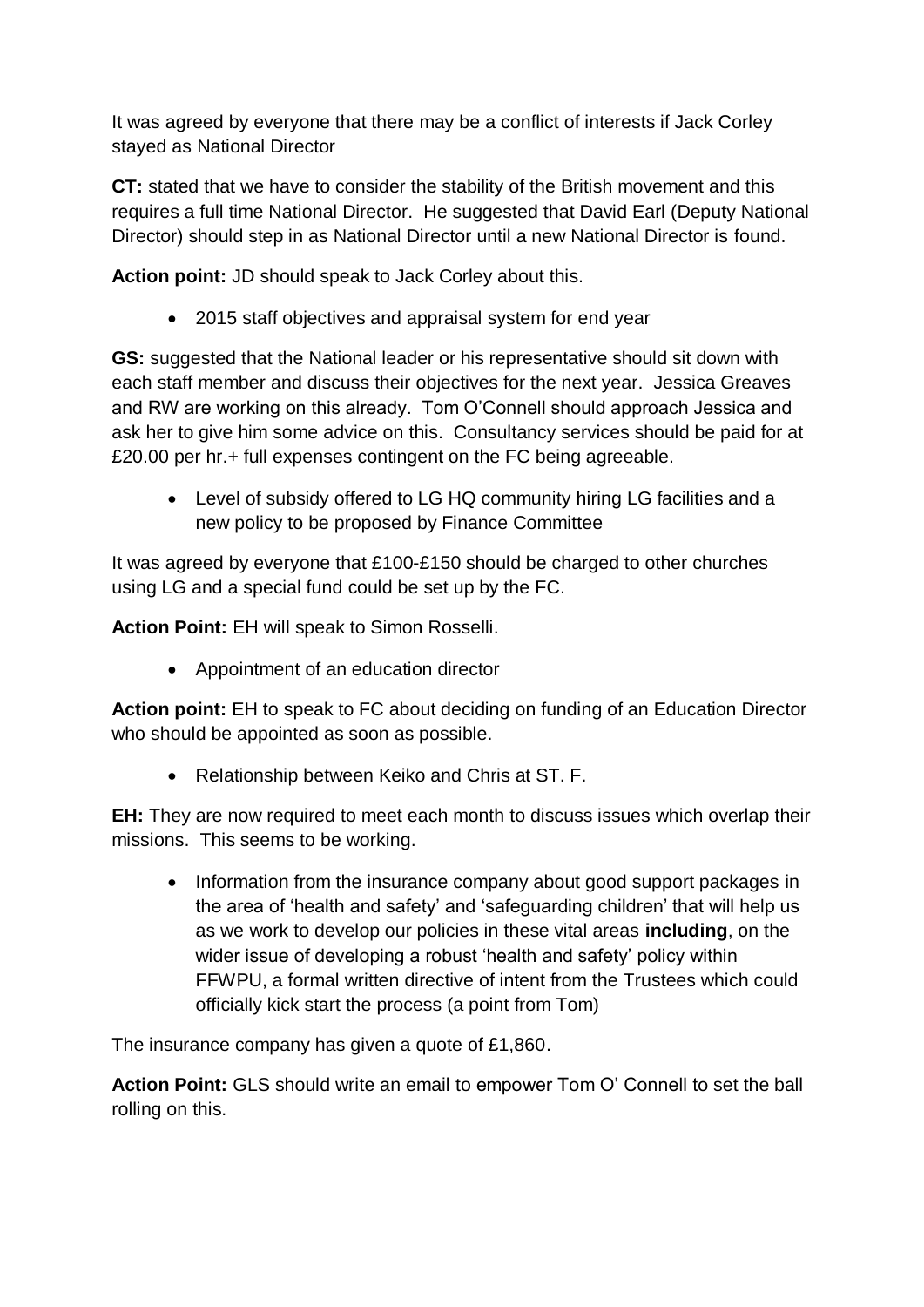It was agreed by everyone that there may be a conflict of interests if Jack Corley stayed as National Director

**CT:** stated that we have to consider the stability of the British movement and this requires a full time National Director. He suggested that David Earl (Deputy National Director) should step in as National Director until a new National Director is found.

**Action point:** JD should speak to Jack Corley about this.

- 2015 staff objectives and appraisal system for end year

**GS:** suggested that the National leader or his representative should sit down with each staff member and discuss their objectives for the next year. Jessica Greaves and RW are working on this already. Tom O'Connell should approach Jessica and ask her to give him some advice on this. Consultancy services should be paid for at £20.00 per hr.+ full expenses contingent on the FC being agreeable.

- Level of subsidy offered to LG HQ community hiring LG facilities and a new policy to be proposed by Finance Committee

It was agreed by everyone that £100-£150 should be charged to other churches using LG and a special fund could be set up by the FC.

**Action Point:** EH will speak to Simon Rosselli.

- Appointment of an education director

**Action point:** EH to speak to FC about deciding on funding of an Education Director who should be appointed as soon as possible.

- Relationship between Keiko and Chris at ST. F.

**EH:** They are now required to meet each month to discuss issues which overlap their missions. This seems to be working.

- Information from the insurance company about good support packages in the area of 'health and safety' and 'safeguarding children' that will help us as we work to develop our policies in these vital areas **including**, on the wider issue of developing a robust 'health and safety' policy within FFWPU, a formal written directive of intent from the Trustees which could officially kick start the process (a point from Tom)

The insurance company has given a quote of £1,860.

**Action Point:** GLS should write an email to empower Tom O' Connell to set the ball rolling on this.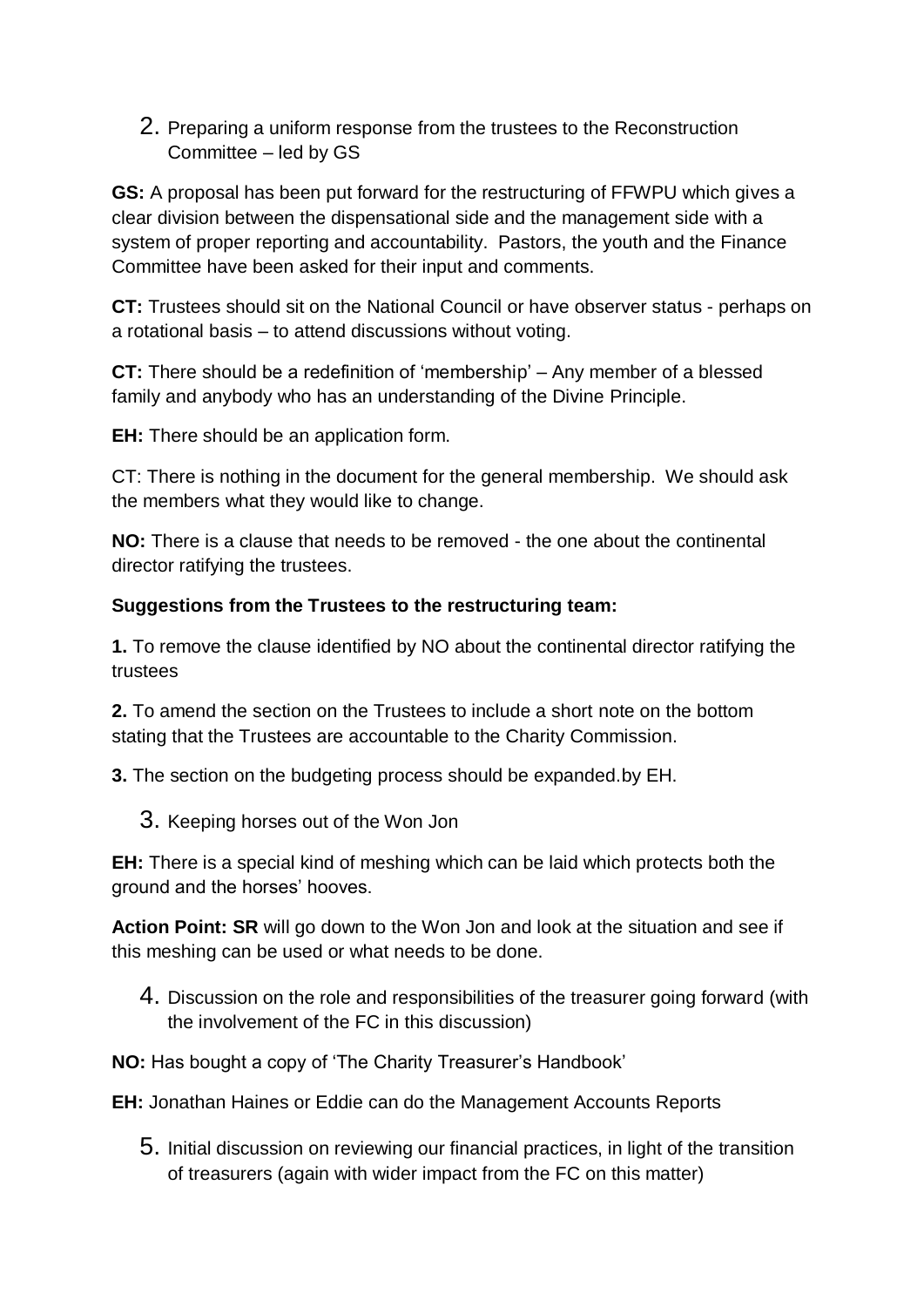2. Preparing a uniform response from the trustees to the Reconstruction Committee – led by GS

**GS:** A proposal has been put forward for the restructuring of FFWPU which gives a clear division between the dispensational side and the management side with a system of proper reporting and accountability. Pastors, the youth and the Finance Committee have been asked for their input and comments.

**CT:** Trustees should sit on the National Council or have observer status - perhaps on a rotational basis – to attend discussions without voting.

**CT:** There should be a redefinition of 'membership' – Any member of a blessed family and anybody who has an understanding of the Divine Principle.

**EH:** There should be an application form.

CT: There is nothing in the document for the general membership. We should ask the members what they would like to change.

**NO:** There is a clause that needs to be removed - the one about the continental director ratifying the trustees.

**Suggestions from the Trustees to the restructuring team:**

**1.** To remove the clause identified by NO about the continental director ratifying the trustees

**2.** To amend the section on the Trustees to include a short note on the bottom stating that the Trustees are accountable to the Charity Commission.

**3.** The section on the budgeting process should be expanded.by EH.

3. Keeping horses out of the Won Jon

**EH:** There is a special kind of meshing which can be laid which protects both the ground and the horses' hooves.

**Action Point: SR** will go down to the Won Jon and look at the situation and see if this meshing can be used or what needs to be done.

4. Discussion on the role and responsibilities of the treasurer going forward (with the involvement of the FC in this discussion)

**NO:** Has bought a copy of 'The Charity Treasurer's Handbook'

**EH:** Jonathan Haines or Eddie can do the Management Accounts Reports

5. Initial discussion on reviewing our financial practices, in light of the transition of treasurers (again with wider impact from the FC on this matter)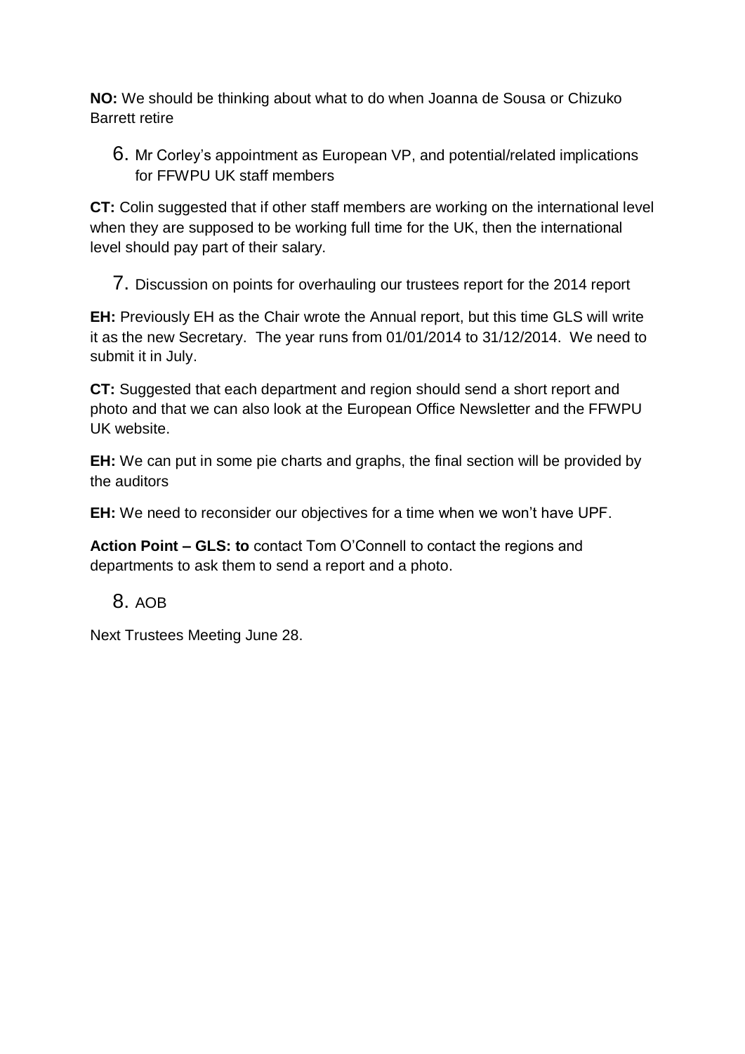**NO:** We should be thinking about what to do when Joanna de Sousa or Chizuko Barrett retire

6. Mr Corley's appointment as European VP, and potential/related implications for FFWPU UK staff members

**CT:** Colin suggested that if other staff members are working on the international level when they are supposed to be working full time for the UK, then the international level should pay part of their salary.

7. Discussion on points for overhauling our trustees report for the 2014 report

**EH:** Previously EH as the Chair wrote the Annual report, but this time GLS will write it as the new Secretary. The year runs from 01/01/2014 to 31/12/2014. We need to submit it in July.

**CT:** Suggested that each department and region should send a short report and photo and that we can also look at the European Office Newsletter and the FFWPU UK website.

**EH:** We can put in some pie charts and graphs, the final section will be provided by the auditors

**EH:** We need to reconsider our objectives for a time when we won't have UPF.

**Action Point – GLS: to** contact Tom O'Connell to contact the regions and departments to ask them to send a report and a photo.

8. AOB

Next Trustees Meeting June 28.